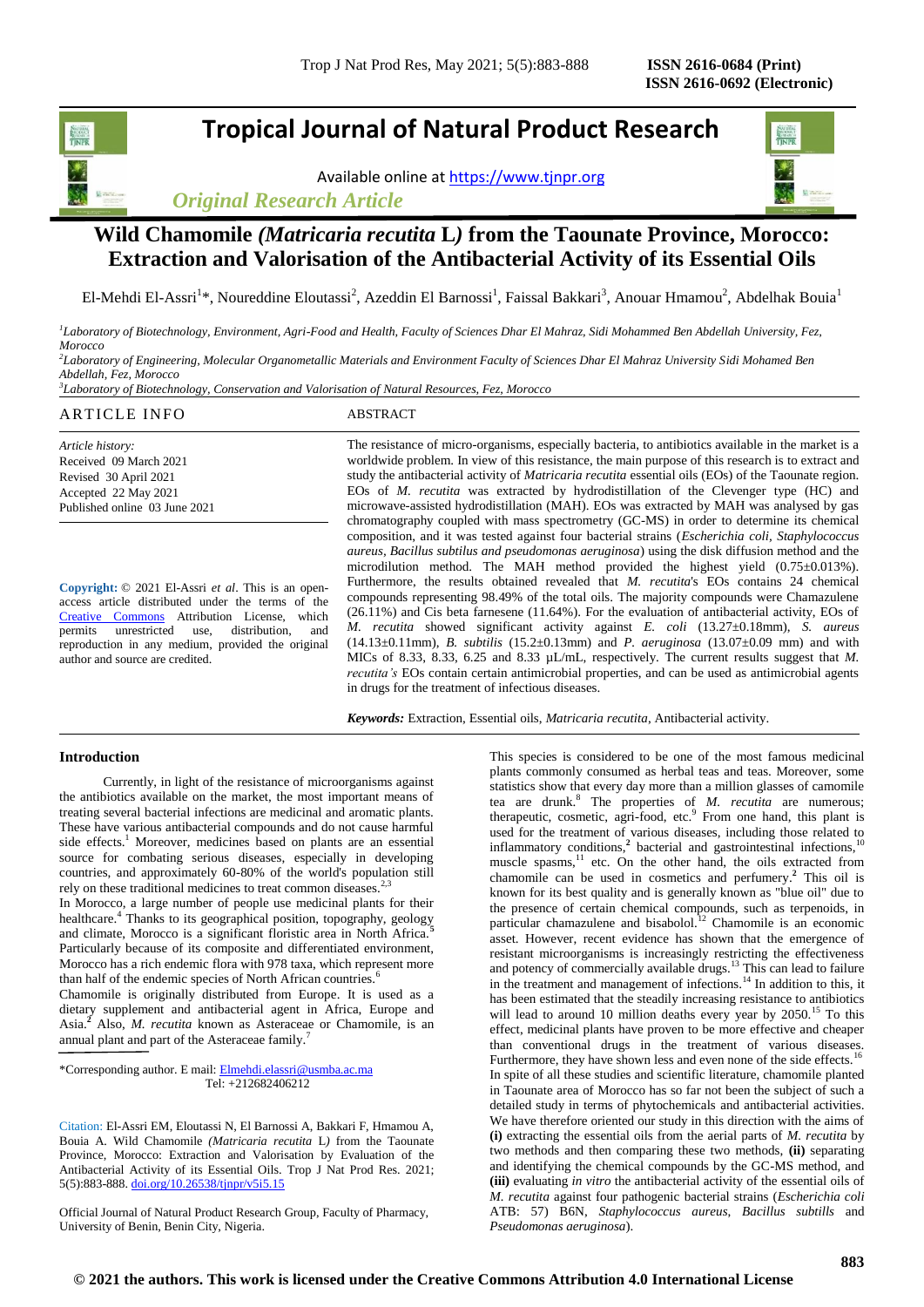# Tropical Journal of Natural Product Research

Available online at https://www.tjnpr.org

*Original Research Article*

## Wild Chamomile *(Matricaria recutita* L*)* from the Taounate Province, Morocco: Extraction and Valorisation of the Antibacterial Activity of its Essential Oils

El-Mehdi El-Assri[1]*, Noureddine Eloutassi[2], Azeddin El Barnossi[1], Faissal Bakkari[3], Anouar Hmamou[2], Abdelhak Bouia[1]

[1]*Laboratory of Biotechnology, Environment, Agri-Food and Health, Faculty of Sciences Dhar El Mahraz, Sidi Mohammed Ben Abdellah University, Fez, Morocco*

[2]*Laboratory of Engineering, Molecular Organometallic Materials and Environment Faculty of Sciences Dhar El Mahraz University Sidi Mohamed Ben Abdellah, Fez, Morocco*

[3]*Laboratory of Biotechnology, Conservation and Valorisation of Natural Resources, Fez, Morocco*

### ARTICLE INFO

*Article history:*
Received 09 March 2021
Revised 30 April 2021
Accepted 22 May 2021
Published online 03 June 2021

**Copyright:** © 2021 El-Assri *et al*. This is an open-access article distributed under the terms of the Creative Commons Attribution License, which permits unrestricted use, distribution, and reproduction in any medium, provided the original author and source are credited.

### ABSTRACT

The resistance of micro-organisms, especially bacteria, to antibiotics available in the market is a worldwide problem. In view of this resistance, the main purpose of this research is to extract and study the antibacterial activity of *Matricaria recutita* essential oils (EOs) of the Taounate region. EOs of *M. recutita* was extracted by hydrodistillation of the Clevenger type (HC) and microwave-assisted hydrodistillation (MAH). EOs was extracted by MAH was analysed by gas chromatography coupled with mass spectrometry (GC-MS) in order to determine its chemical composition, and it was tested against four bacterial strains (*Escherichia coli, Staphylococcus aureus, Bacillus subtilus and pseudomonas aeruginosa*) using the disk diffusion method and the microdilution method. The MAH method provided the highest yield (0.75±0.013%). Furthermore, the results obtained revealed that *M. recutita*'s EOs contains 24 chemical compounds representing 98.49% of the total oils. The majority compounds were Chamazulene (26.11%) and Cis beta farnesene (11.64%). For the evaluation of antibacterial activity, EOs of *M. recutita* showed significant activity against *E. coli* (13.27±0.18mm), *S. aureus* (14.13±0.11mm), *B. subtilis* (15.2±0.13mm) and *P. aeruginosa* (13.07±0.09 mm) and with MICs of 8.33, 8.33, 6.25 and 8.33 µL/mL, respectively. The current results suggest that *M. recutita's* EOs contain certain antimicrobial properties, and can be used as antimicrobial agents in drugs for the treatment of infectious diseases.

***Keywords:*** Extraction, Essential oils, *Matricaria recutita*, Antibacterial activity.

## Introduction

Currently, in light of the resistance of microorganisms against the antibiotics available on the market, the most important means of treating several bacterial infections are medicinal and aromatic plants. These have various antibacterial compounds and do not cause harmful side effects.[1] Moreover, medicines based on plants are an essential source for combating serious diseases, especially in developing countries, and approximately 60-80% of the world's population still rely on these traditional medicines to treat common diseases.[2,3]

In Morocco, a large number of people use medicinal plants for their healthcare.[4] Thanks to its geographical position, topography, geology and climate, Morocco is a significant floristic area in North Africa.[5] Particularly because of its composite and differentiated environment, Morocco has a rich endemic flora with 978 taxa, which represent more than half of the endemic species of North African countries.[6]

Chamomile is originally distributed from Europe. It is used as a dietary supplement and antibacterial agent in Africa, Europe and Asia.[2] Also, *M. recutita* known as Asteraceae or Chamomile, is an annual plant and part of the Asteraceae family.[7]

*Corresponding author. E mail: Elmehdi.elassri@usmba.ac.ma
Tel: +212682406212

Citation: El-Assri EM, Eloutassi N, El Barnossi A, Bakkari F, Hmamou A, Bouia A. Wild Chamomile *(Matricaria recutita* L*)* from the Taounate Province, Morocco: Extraction and Valorisation of the Antibacterial Activity of its Essential Oils. Trop J Nat Prod Res. 2021; 5(5):883-888. doi.org/10.26538/tjnpr/v5i5.15

Official Journal of Natural Product Research Group, Faculty of Pharmacy, University of Benin, Benin City, Nigeria.

This species is considered to be one of the most famous medicinal plants commonly consumed as herbal teas and teas. Moreover, some statistics show that every day more than a million glasses of camomile tea are drunk.[8] The properties of *M. recutita* are numerous; therapeutic, cosmetic, agri-food, etc.[9] From one hand, this plant is used for the treatment of various diseases, including those related to inflammatory conditions,[2] bacterial and gastrointestinal infections,[10] muscle spasms,[11] etc. On the other hand, the oils extracted from chamomile can be used in cosmetics and perfumery.[2] This oil is known for its best quality and is generally known as "blue oil" due to the presence of certain chemical compounds, such as terpenoids, in particular chamazulene and bisabolol.[12] Chamomile is an economic asset. However, recent evidence has shown that the emergence of resistant microorganisms is increasingly restricting the effectiveness and potency of commercially available drugs.[13] This can lead to failure in the treatment and management of infections.[14] In addition to this, it has been estimated that the steadily increasing resistance to antibiotics will lead to around 10 million deaths every year by 2050.[15] To this effect, medicinal plants have proven to be more effective and cheaper than conventional drugs in the treatment of various diseases. Furthermore, they have shown less and even none of the side effects.[16] In spite of all these studies and scientific literature, chamomile planted in Taounate area of Morocco has so far not been the subject of such a detailed study in terms of phytochemicals and antibacterial activities. We have therefore oriented our study in this direction with the aims of **(i)** extracting the essential oils from the aerial parts of *M. recutita* by two methods and then comparing these two methods, **(ii)** separating and identifying the chemical compounds by the GC-MS method, and **(iii)** evaluating *in vitro* the antibacterial activity of the essential oils of *M. recutita* against four pathogenic bacterial strains (*Escherichia coli* ATB: 57) B6N, *Staphylococcus aureus, Bacillus subtills* and *Pseudomonas aeruginosa*).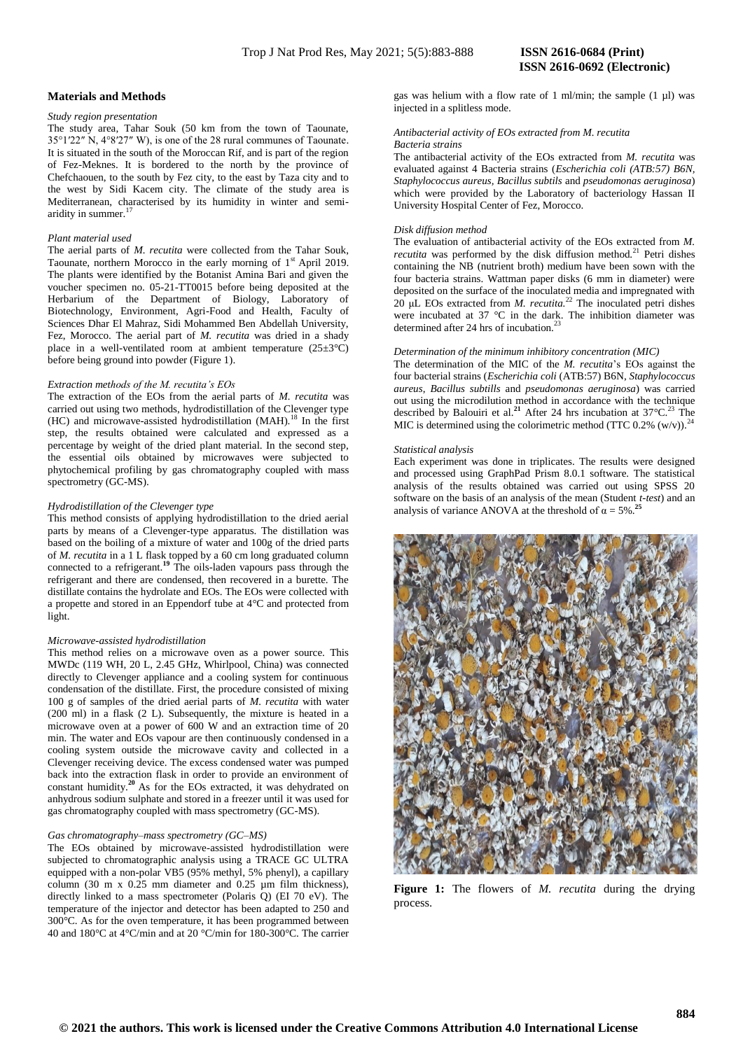## Materials and Methods

*Study region presentation*

The study area, Tahar Souk (50 km from the town of Taounate, 35°1′22″ N, 4°8′27″ W), is one of the 28 rural communes of Taounate. It is situated in the south of the Moroccan Rif, and is part of the region of Fez-Meknes. It is bordered to the north by the province of Chefchaouen, to the south by Fez city, to the east by Taza city and to the west by Sidi Kacem city. The climate of the study area is Mediterranean, characterised by its humidity in winter and semi-aridity in summer.[17]

*Plant material used*

The aerial parts of *M. recutita* were collected from the Tahar Souk, Taounate, northern Morocco in the early morning of 1st April 2019. The plants were identified by the Botanist Amina Bari and given the voucher specimen no. 05-21-TT0015 before being deposited at the Herbarium of the Department of Biology, Laboratory of Biotechnology, Environment, Agri-Food and Health, Faculty of Sciences Dhar El Mahraz, Sidi Mohammed Ben Abdellah University, Fez, Morocco. The aerial part of *M. recutita* was dried in a shady place in a well-ventilated room at ambient temperature (25±3°C) before being ground into powder (Figure 1).

*Extraction methods of the M. recutita's EOs*

The extraction of the EOs from the aerial parts of *M. recutita* was carried out using two methods, hydrodistillation of the Clevenger type (HC) and microwave-assisted hydrodistillation (MAH).[18] In the first step, the results obtained were calculated and expressed as a percentage by weight of the dried plant material. In the second step, the essential oils obtained by microwaves were subjected to phytochemical profiling by gas chromatography coupled with mass spectrometry (GC-MS).

*Hydrodistillation of the Clevenger type*

This method consists of applying hydrodistillation to the dried aerial parts by means of a Clevenger-type apparatus. The distillation was based on the boiling of a mixture of water and 100g of the dried parts of *M. recutita* in a 1 L flask topped by a 60 cm long graduated column connected to a refrigerant.[19] The oils-laden vapours pass through the refrigerant and there are condensed, then recovered in a burette. The distillate contains the hydrolate and EOs. The EOs were collected with a propette and stored in an Eppendorf tube at 4°C and protected from light.

*Microwave-assisted hydrodistillation*

This method relies on a microwave oven as a power source. This MWDc (119 WH, 20 L, 2.45 GHz, Whirlpool, China) was connected directly to Clevenger appliance and a cooling system for continuous condensation of the distillate. First, the procedure consisted of mixing 100 g of samples of the dried aerial parts of *M. recutita* with water (200 ml) in a flask (2 L). Subsequently, the mixture is heated in a microwave oven at a power of 600 W and an extraction time of 20 min. The water and EOs vapour are then continuously condensed in a cooling system outside the microwave cavity and collected in a Clevenger receiving device. The excess condensed water was pumped back into the extraction flask in order to provide an environment of constant humidity.[20] As for the EOs extracted, it was dehydrated on anhydrous sodium sulphate and stored in a freezer until it was used for gas chromatography coupled with mass spectrometry (GC-MS).

*Gas chromatography–mass spectrometry (GC–MS)*

The EOs obtained by microwave-assisted hydrodistillation were subjected to chromatographic analysis using a TRACE GC ULTRA equipped with a non-polar VB5 (95% methyl, 5% phenyl), a capillary column (30 m x 0.25 mm diameter and 0.25 µm film thickness), directly linked to a mass spectrometer (Polaris Q) (EI 70 eV). The temperature of the injector and detector has been adapted to 250 and 300°C. As for the oven temperature, it has been programmed between 40 and 180°C at 4°C/min and at 20 °C/min for 180-300°C. The carrier gas was helium with a flow rate of 1 ml/min; the sample (1 µl) was injected in a splitless mode.

*Antibacterial activity of EOs extracted from M. recutita*

*Bacteria strains*

The antibacterial activity of the EOs extracted from *M. recutita* was evaluated against 4 Bacteria strains (*Escherichia coli (ATB:57) B6N, Staphylococcus aureus, Bacillus subtilis* and *pseudomonas aeruginosa*) which were provided by the Laboratory of bacteriology Hassan II University Hospital Center of Fez, Morocco.

*Disk diffusion method*

The evaluation of antibacterial activity of the EOs extracted from *M. recutita* was performed by the disk diffusion method.[21] Petri dishes containing the NB (nutrient broth) medium have been sown with the four bacteria strains. Wattman paper disks (6 mm in diameter) were deposited on the surface of the inoculated media and impregnated with 20 µL EOs extracted from *M. recutita*.[22] The inoculated petri dishes were incubated at 37 °C in the dark. The inhibition diameter was determined after 24 hrs of incubation.[23]

*Determination of the minimum inhibitory concentration (MIC)*

The determination of the MIC of the *M. recutita*'s EOs against the four bacterial strains (*Escherichia coli* (ATB:57) B6N, *Staphylococcus aureus*, *Bacillus subtills* and *pseudomonas aeruginosa*) was carried out using the microdilution method in accordance with the technique described by Balouiri et al.[21] After 24 hrs incubation at 37°C.[23] The MIC is determined using the colorimetric method (TTC 0.2% (w/v)).[24]

*Statistical analysis*

Each experiment was done in triplicates. The results were designed and processed using GraphPad Prism 8.0.1 software. The statistical analysis of the results obtained was carried out using SPSS 20 software on the basis of an analysis of the mean (Student *t-test*) and an analysis of variance ANOVA at the threshold of $\alpha = 5\%$.[25]

**Figure 1:** The flowers of *M. recutita* during the drying process.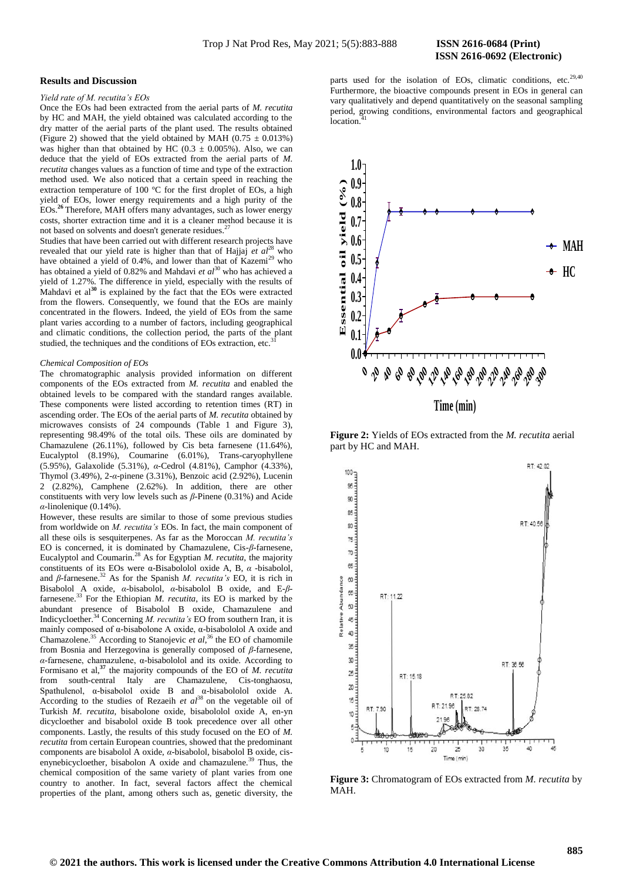## Results and Discussion

*Yield rate of M. recutita's EOs*

Once the EOs had been extracted from the aerial parts of *M. recutita* by HC and MAH, the yield obtained was calculated according to the dry matter of the aerial parts of the plant used. The results obtained (Figure 2) showed that the yield obtained by MAH (0.75 ± 0.013%) was higher than that obtained by HC (0.3 ± 0.005%). Also, we can deduce that the yield of EOs extracted from the aerial parts of *M. recutita* changes values as a function of time and type of the extraction method used. We also noticed that a certain speed in reaching the extraction temperature of 100 °C for the first droplet of EOs, a high yield of EOs, lower energy requirements and a high purity of the EOs.[26] Therefore, MAH offers many advantages, such as lower energy costs, shorter extraction time and it is a cleaner method because it is not based on solvents and doesn't generate residues.[27]

Studies that have been carried out with different research projects have revealed that our yield rate is higher than that of Hajjaj *et al*[28] who have obtained a yield of 0.4%, and lower than that of Kazemi[29] who has obtained a yield of 0.82% and Mahdavi *et al*[30] who has achieved a yield of 1.27%. The difference in yield, especially with the results of Mahdavi et al[30] is explained by the fact that the EOs were extracted from the flowers. Consequently, we found that the EOs are mainly concentrated in the flowers. Indeed, the yield of EOs from the same plant varies according to a number of factors, including geographical and climatic conditions, the collection period, the parts of the plant studied, the techniques and the conditions of EOs extraction, etc.[31]

*Chemical Composition of EOs*

The chromatographic analysis provided information on different components of the EOs extracted from *M. recutita* and enabled the obtained levels to be compared with the standard ranges available. These components were listed according to retention times (RT) in ascending order. The EOs of the aerial parts of *M. recutita* obtained by microwaves consists of 24 compounds (Table 1 and Figure 3), representing 98.49% of the total oils. These oils are dominated by Chamazulene (26.11%), followed by Cis beta farnesene (11.64%), Eucalyptol (8.19%), Coumarine (6.01%), Trans-caryophyllene (5.95%), Galaxolide (5.31%), *α*-Cedrol (4.81%), Camphor (4.33%), Thymol (3.49%), 2-*α*-pinene (3.31%), Benzoic acid (2.92%), Lucenin 2 (2.82%), Camphene (2.62%). In addition, there are other constituents with very low levels such as *β*-Pinene (0.31%) and Acide *α*-linolenique (0.14%).

However, these results are similar to those of some previous studies from worldwide on *M. recutita's* EOs. In fact, the main component of all these oils is sesquiterpenes. As far as the Moroccan *M. recutita's* EO is concerned, it is dominated by Chamazulene, Cis-*β*-farnesene, Eucalyptol and Coumarin.[28] As for Egyptian *M. recutita*, the majority constituents of its EOs were α-Bisabolol oxide A, B, *α* -bisabolol, and *β*-farnesene.[32] As for the Spanish *M. recutita's* EO, it is rich in Bisabolol A oxide, *α*-bisabolol, *α*-bisabolol B oxide, and E-*β*-farnesene.[33] For the Ethiopian *M. recutita*, its EO is marked by the abundant presence of Bisabolol B oxide, Chamazulene and Indicycloether.[34] Concerning *M. recutita's* EO from southern Iran, it is mainly composed of α-bisabolone A oxide, α-bisabololol A oxide and Chamazolene.[35] According to Stanojevic *et al*,[36] the EO of chamomile from Bosnia and Herzegovina is generally composed of *β*-farnesene, *α*-farnesene, chamazulene, α-bisabololol and its oxide. According to Formisano et al,[37] the majority compounds of the EO of *M. recutita* from south-central Italy are Chamazulene, Cis-tonghaosu, Spathulenol, α-bisabolol oxide B and α-bisabololol oxide A. According to the studies of Rezaeih *et al*[38] on the vegetable oil of Turkish *M. recutita*, bisabolone oxide, bisabololol oxide A, en-yn dicycloether and bisabolol oxide B took precedence over all other components. Lastly, the results of this study focused on the EO of *M. recutita* from certain European countries, showed that the predominant components are bisabolol A oxide, *α*-bisabolol, bisabolol B oxide, cis-enynebicycloether, bisabolon A oxide and chamazulene.[39] Thus, the chemical composition of the same variety of plant varies from one country to another. In fact, several factors affect the chemical properties of the plant, among others such as, genetic diversity, the parts used for the isolation of EOs, climatic conditions, etc.[29,40] Furthermore, the bioactive compounds present in EOs in general can vary qualitatively and depend quantitatively on the seasonal sampling period, growing conditions, environmental factors and geographical location.[41]

**Figure 2:** Yields of EOs extracted from the *M. recutita* aerial part by HC and MAH.

**Figure 3:** Chromatogram of EOs extracted from *M. recutita* by MAH.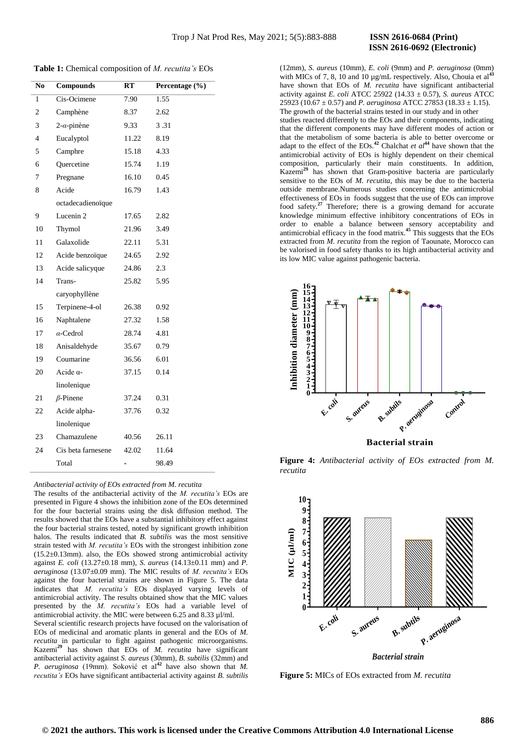**Table 1:** Chemical composition of *M. recutita's* EOs

| No | Compounds | RT | Percentage (%) |
|---|---|---|---|
| 1 | Cis-Ocimene | 7.90 | 1.55 |
| 2 | Camphène | 8.37 | 2.62 |
| 3 | 2-$\alpha$-pinène | 9.33 | 3 .31 |
| 4 | Eucalyptol | 11.22 | 8.19 |
| 5 | Camphre | 15.18 | 4.33 |
| 6 | Quercetine | 15.74 | 1.19 |
| 7 | Pregnane | 16.10 | 0.45 |
| 8 | Acide octadecadienoïque | 16.79 | 1.43 |
| 9 | Lucenin 2 | 17.65 | 2.82 |
| 10 | Thymol | 21.96 | 3.49 |
| 11 | Galaxolide | 22.11 | 5.31 |
| 12 | Acide benzoïque | 24.65 | 2.92 |
| 13 | Acide salicyque | 24.86 | 2.3 |
| 14 | Trans-caryophyllène | 25.82 | 5.95 |
| 15 | Terpinene-4-ol | 26.38 | 0.92 |
| 16 | Naphtalene | 27.32 | 1.58 |
| 17 | $\alpha$-Cedrol | 28.74 | 4.81 |
| 18 | Anisaldehyde | 35.67 | 0.79 |
| 19 | Coumarine | 36.56 | 6.01 |
| 20 | Acide α-linolenique | 37.15 | 0.14 |
| 21 | $\beta$-Pinene | 37.24 | 0.31 |
| 22 | Acide alpha-linolenique | 37.76 | 0.32 |
| 23 | Chamazulene | 40.56 | 26.11 |
| 24 | Cis beta farnesene | 42.02 | 11.64 |
| | Total | - | 98.49 |

*Antibacterial activity of EOs extracted from M. recutita*

The results of the antibacterial activity of the *M. recutita's* EOs are presented in Figure 4 shows the inhibition zone of the EOs determined for the four bacterial strains using the disk diffusion method. The results showed that the EOs have a substantial inhibitory effect against the four bacterial strains tested, noted by significant growth inhibition halos. The results indicated that *B. subtilis* was the most sensitive strain tested with *M. recutita's* EOs with the strongest inhibition zone (15.2±0.13mm). also, the EOs showed strong antimicrobial activity against *E. coli* (13.27±0.18 mm), *S. aureus* (14.13±0.11 mm) and *P. aeruginosa* (13.07±0.09 mm). The MIC results of *M. recutita's* EOs against the four bacterial strains are shown in Figure 5. The data indicates that *M. recutita's* EOs displayed varying levels of antimicrobial activity. The results obtained show that the MIC values presented by the *M. recutita's* EOs had a variable level of antimicrobial activity. the MIC were between 6.25 and 8.33 µl/ml.

Several scientific research projects have focused on the valorisation of EOs of medicinal and aromatic plants in general and the EOs of *M. recutita* in particular to fight against pathogenic microorganisms. Kazemi[29] has shown that EOs of *M. recutita* have significant antibacterial activity against *S. aureus* (30mm), *B. subtilis* (32mm) and *P. aeruginosa* (19mm). Soković et al[42] have also shown that *M. recutita's* EOs have significant antibacterial activity against *B. subtilis* (12mm), *S. aureus* (10mm), *E. coli* (9mm) and *P. aeruginosa* (0mm) with MICs of 7, 8, 10 and 10 µg/mL respectively. Also, Chouia et al[43] have shown that EOs of *M. recutita* have significant antibacterial activity against *E. coli* ATCC 25922 (14.33 ± 0.57), *S. aureus* ATCC 25923 (10.67 ± 0.57) and *P. aeruginosa* ATCC 27853 (18.33 ± 1.15).

The growth of the bacterial strains tested in our study and in other studies reacted differently to the EOs and their components, indicating that the different components may have different modes of action or that the metabolism of some bacteria is able to better overcome or adapt to the effect of the EOs.[42] Chalchat *et al*[44] have shown that the antimicrobial activity of EOs is highly dependent on their chemical composition, particularly their main constituents. In addition, Kazemi[29] has shown that Gram-positive bacteria are particularly sensitive to the EOs of *M. recutita*, this may be due to the bacteria outside membrane.Numerous studies concerning the antimicrobial effectiveness of EOs in foods suggest that the use of EOs can improve food safety.[27] Therefore; there is a growing demand for accurate knowledge minimum effective inhibitory concentrations of EOs in order to enable a balance between sensory acceptability and antimicrobial efficacy in the food matrix.[45] This suggests that the EOs extracted from *M. recutita* from the region of Taounate, Morocco can be valorised in food safety thanks to its high antibacterial activity and its low MIC value against pathogenic bacteria.

**Figure 4:** *Antibacterial activity of EOs extracted from M. recutita*

**Figure 5:** MICs of EOs extracted from *M. recutita*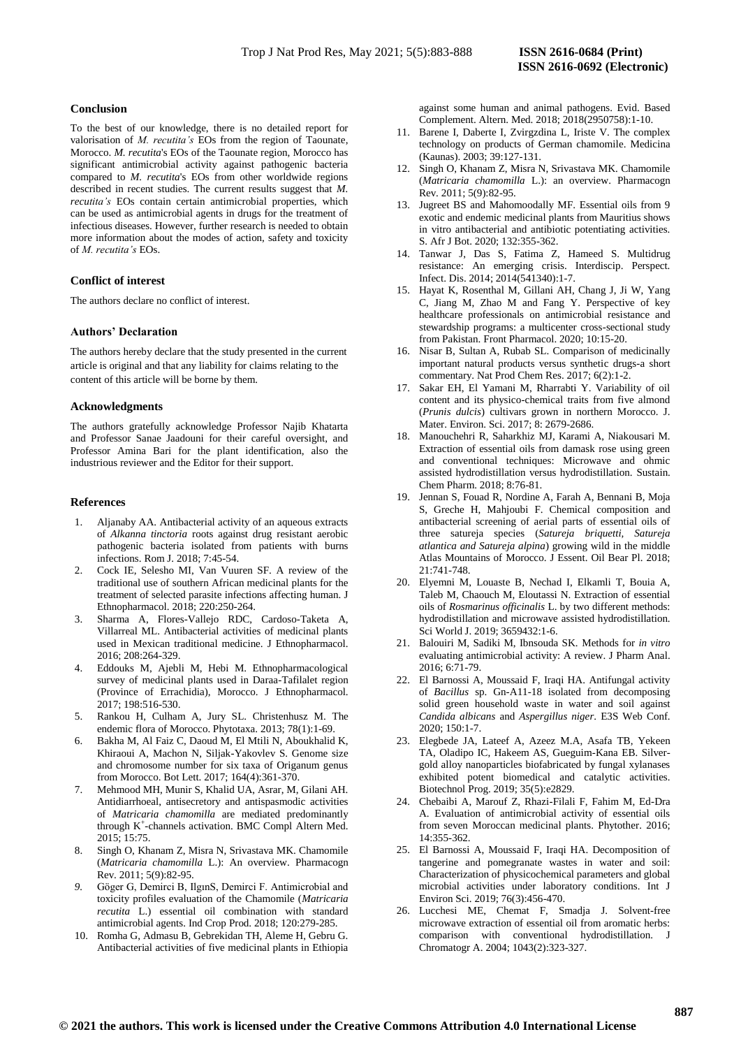## Conclusion

To the best of our knowledge, there is no detailed report for valorisation of *M. recutita's* EOs from the region of Taounate, Morocco. *M. recutita*'s EOs of the Taounate region, Morocco has significant antimicrobial activity against pathogenic bacteria compared to *M. recutita*'s EOs from other worldwide regions described in recent studies. The current results suggest that *M. recutita's* EOs contain certain antimicrobial properties, which can be used as antimicrobial agents in drugs for the treatment of infectious diseases. However, further research is needed to obtain more information about the modes of action, safety and toxicity of *M. recutita's* EOs.

## Conflict of interest

The authors declare no conflict of interest.

## Authors' Declaration

The authors hereby declare that the study presented in the current article is original and that any liability for claims relating to the content of this article will be borne by them.

## Acknowledgments

The authors gratefully acknowledge Professor Najib Khatarta and Professor Sanae Jaadouni for their careful oversight, and Professor Amina Bari for the plant identification, also the industrious reviewer and the Editor for their support.

## References

1. Aljanaby AA. Antibacterial activity of an aqueous extracts of *Alkanna tinctoria* roots against drug resistant aerobic pathogenic bacteria isolated from patients with burns infections. Rom J. 2018; 7:45-54.
2. Cock IE, Selesho MI, Van Vuuren SF. A review of the traditional use of southern African medicinal plants for the treatment of selected parasite infections affecting human. J Ethnopharmacol. 2018; 220:250-264.
3. Sharma A, Flores-Vallejo RDC, Cardoso-Taketa A, Villarreal ML. Antibacterial activities of medicinal plants used in Mexican traditional medicine. J Ethnopharmacol. 2016; 208:264-329.
4. Eddouks M, Ajebli M, Hebi M. Ethnopharmacological survey of medicinal plants used in Daraa-Tafilalet region (Province of Errachidia), Morocco. J Ethnopharmacol. 2017; 198:516-530.
5. Rankou H, Culham A, Jury SL. Christenhusz M. The endemic flora of Morocco. Phytotaxa. 2013; 78(1):1-69.
6. Bakha M, Al Faiz C, Daoud M, El Mtili N, Aboukhalid K, Khiraoui A, Machon N, Siljak-Yakovlev S. Genome size and chromosome number for six taxa of Origanum genus from Morocco. Bot Lett. 2017; 164(4):361-370.
7. Mehmood MH, Munir S, Khalid UA, Asrar, M, Gilani AH. Antidiarrhoeal, antisecretory and antispasmodic activities of *Matricaria chamomilla* are mediated predominantly through $K^+$-channels activation. BMC Compl Altern Med. 2015; 15:75.
8. Singh O, Khanam Z, Misra N, Srivastava MK. Chamomile (*Matricaria chamomilla* L.): An overview. Pharmacogn Rev. 2011; 5(9):82-95.
9. Göger G, Demirci B, IlgınS, Demirci F. Antimicrobial and toxicity profiles evaluation of the Chamomile (*Matricaria recutita* L.) essential oil combination with standard antimicrobial agents. Ind Crop Prod. 2018; 120:279-285.
10. Romha G, Admasu B, Gebrekidan TH, Aleme H, Gebru G. Antibacterial activities of five medicinal plants in Ethiopia against some human and animal pathogens. Evid. Based Complement. Altern. Med. 2018; 2018(2950758):1-10.
11. Barene I, Daberte I, Zvirgzdina L, Iriste V. The complex technology on products of German chamomile. Medicina (Kaunas). 2003; 39:127-131.
12. Singh O, Khanam Z, Misra N, Srivastava MK. Chamomile (*Matricaria chamomilla* L.): an overview. Pharmacogn Rev. 2011; 5(9):82-95.
13. Jugreet BS and Mahomoodally MF. Essential oils from 9 exotic and endemic medicinal plants from Mauritius shows in vitro antibacterial and antibiotic potentiating activities. S. Afr J Bot. 2020; 132:355-362.
14. Tanwar J, Das S, Fatima Z, Hameed S. Multidrug resistance: An emerging crisis. Interdiscip. Perspect. Infect. Dis. 2014; 2014(541340):1-7.
15. Hayat K, Rosenthal M, Gillani AH, Chang J, Ji W, Yang C, Jiang M, Zhao M and Fang Y. Perspective of key healthcare professionals on antimicrobial resistance and stewardship programs: a multicenter cross-sectional study from Pakistan. Front Pharmacol. 2020; 10:15-20.
16. Nisar B, Sultan A, Rubab SL. Comparison of medicinally important natural products versus synthetic drugs-a short commentary. Nat Prod Chem Res. 2017; 6(2):1-2.
17. Sakar EH, El Yamani M, Rharrabti Y. Variability of oil content and its physico-chemical traits from five almond (*Prunis dulcis*) cultivars grown in northern Morocco. J. Mater. Environ. Sci. 2017; 8: 2679-2686.
18. Manouchehri R, Saharkhiz MJ, Karami A, Niakousari M. Extraction of essential oils from damask rose using green and conventional techniques: Microwave and ohmic assisted hydrodistillation versus hydrodistillation. Sustain. Chem Pharm. 2018; 8:76-81.
19. Jennan S, Fouad R, Nordine A, Farah A, Bennani B, Moja S, Greche H, Mahjoubi F. Chemical composition and antibacterial screening of aerial parts of essential oils of three satureja species (*Satureja briquetti, Satureja atlantica and Satureja alpina*) growing wild in the middle Atlas Mountains of Morocco. J Essent. Oil Bear Pl. 2018; 21:741-748.
20. Elyemni M, Louaste B, Nechad I, Elkamli T, Bouia A, Taleb M, Chaouch M, Eloutassi N. Extraction of essential oils of *Rosmarinus officinalis* L. by two different methods: hydrodistillation and microwave assisted hydrodistillation. Sci World J. 2019; 3659432:1-6.
21. Balouiri M, Sadiki M, Ibnsouda SK. Methods for *in vitro* evaluating antimicrobial activity: A review. J Pharm Anal. 2016; 6:71-79.
22. El Barnossi A, Moussaid F, Iraqi HA. Antifungal activity of *Bacillus* sp. Gn-A11-18 isolated from decomposing solid green household waste in water and soil against *Candida albicans* and *Aspergillus niger*. E3S Web Conf. 2020; 150:1-7.
23. Elegbede JA, Lateef A, Azeez M.A, Asafa TB, Yekeen TA, Oladipo IC, Hakeem AS, Gueguim-Kana EB. Silver-gold alloy nanoparticles biofabricated by fungal xylanases exhibited potent biomedical and catalytic activities. Biotechnol Prog. 2019; 35(5):e2829.
24. Chebaibi A, Marouf Z, Rhazi-Filali F, Fahim M, Ed-Dra A. Evaluation of antimicrobial activity of essential oils from seven Moroccan medicinal plants. Phytother. 2016; 14:355-362.
25. El Barnossi A, Moussaid F, Iraqi HA. Decomposition of tangerine and pomegranate wastes in water and soil: Characterization of physicochemical parameters and global microbial activities under laboratory conditions. Int J Environ Sci. 2019; 76(3):456-470.
26. Lucchesi ME, Chemat F, Smadja J. Solvent-free microwave extraction of essential oil from aromatic herbs: comparison with conventional hydrodistillation. J Chromatogr A. 2004; 1043(2):323-327.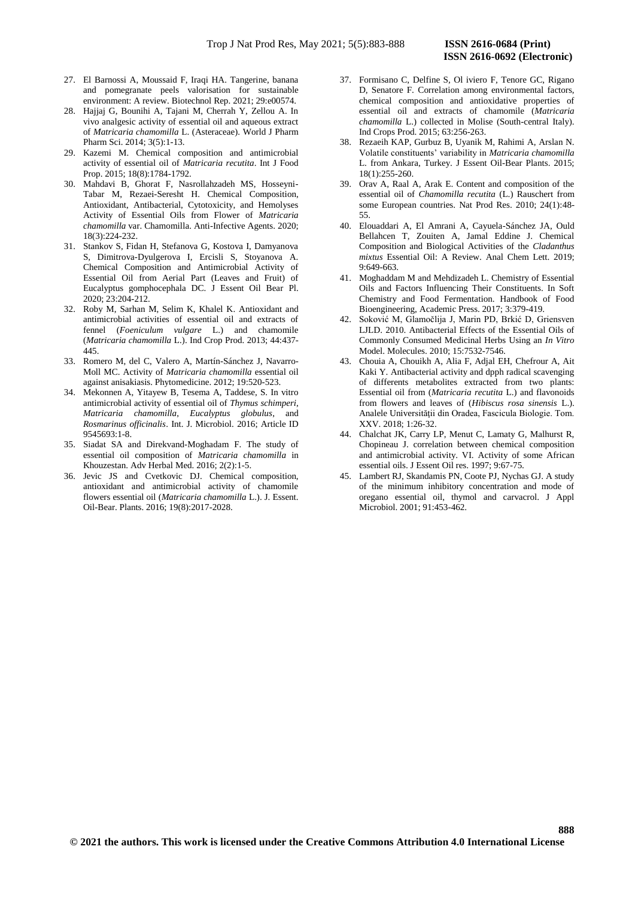27. El Barnossi A, Moussaid F, Iraqi HA. Tangerine, banana and pomegranate peels valorisation for sustainable environment: A review. Biotechnol Rep. 2021; 29:e00574.
28. Hajjaj G, Bounihi A, Tajani M, Cherrah Y, Zellou A. In vivo analgesic activity of essential oil and aqueous extract of *Matricaria chamomilla* L. (Asteraceae). World J Pharm Pharm Sci. 2014; 3(5):1-13.
29. Kazemi M. Chemical composition and antimicrobial activity of essential oil of *Matricaria recutita*. Int J Food Prop. 2015; 18(8):1784-1792.
30. Mahdavi B, Ghorat F, Nasrollahzadeh MS, Hosseyni-Tabar M, Rezaei-Seresht H. Chemical Composition, Antioxidant, Antibacterial, Cytotoxicity, and Hemolyses Activity of Essential Oils from Flower of *Matricaria chamomilla* var. Chamomilla. Anti-Infective Agents. 2020; 18(3):224-232.
31. Stankov S, Fidan H, Stefanova G, Kostova I, Damyanova S, Dimitrova-Dyulgerova I, Ercisli S, Stoyanova A. Chemical Composition and Antimicrobial Activity of Essential Oil from Aerial Part (Leaves and Fruit) of Eucalyptus gomphocephala DC. J Essent Oil Bear Pl. 2020; 23:204-212.
32. Roby M, Sarhan M, Selim K, Khalel K. Antioxidant and antimicrobial activities of essential oil and extracts of fennel (*Foeniculum vulgare* L.) and chamomile (*Matricaria chamomilla* L.). Ind Crop Prod. 2013; 44:437-445.
33. Romero M, del C, Valero A, Martín-Sánchez J, Navarro-Moll MC. Activity of *Matricaria chamomilla* essential oil against anisakiasis. Phytomedicine. 2012; 19:520-523.
34. Mekonnen A, Yitayew B, Tesema A, Taddese, S. In vitro antimicrobial activity of essential oil of *Thymus schimperi*, *Matricaria chamomilla*, *Eucalyptus globulus*, and *Rosmarinus officinalis*. Int. J. Microbiol. 2016; Article ID 9545693:1-8.
35. Siadat SA and Direkvand-Moghadam F. The study of essential oil composition of *Matricaria chamomilla* in Khouzestan. Adv Herbal Med. 2016; 2(2):1-5.
36. Jevic JS and Cvetkovic DJ. Chemical composition, antioxidant and antimicrobial activity of chamomile flowers essential oil (*Matricaria chamomilla* L.). J. Essent. Oil-Bear. Plants. 2016; 19(8):2017-2028.
37. Formisano C, Delfine S, Ol iviero F, Tenore GC, Rigano D, Senatore F. Correlation among environmental factors, chemical composition and antioxidative properties of essential oil and extracts of chamomile (*Matricaria chamomilla* L.) collected in Molise (South-central Italy). Ind Crops Prod. 2015; 63:256-263.
38. Rezaeih KAP, Gurbuz B, Uyanik M, Rahimi A, Arslan N. Volatile constituents' variability in *Matricaria chamomilla* L. from Ankara, Turkey. J Essent Oil-Bear Plants. 2015; 18(1):255-260.
39. Orav A, Raal A, Arak E. Content and composition of the essential oil of *Chamomilla recutita* (L.) Rauschert from some European countries. Nat Prod Res. 2010; 24(1):48-55.
40. Elouaddari A, El Amrani A, Cayuela-Sánchez JA, Ould Bellahcen T, Zouiten A, Jamal Eddine J. Chemical Composition and Biological Activities of the *Cladanthus mixtus* Essential Oil: A Review. Anal Chem Lett. 2019; 9:649-663.
41. Moghaddam M and Mehdizadeh L. Chemistry of Essential Oils and Factors Influencing Their Constituents. In Soft Chemistry and Food Fermentation. Handbook of Food Bioengineering, Academic Press. 2017; 3:379-419.
42. Soković M, Glamočlija J, Marin PD, Brkić D, Griensven LJLD. 2010. Antibacterial Effects of the Essential Oils of Commonly Consumed Medicinal Herbs Using an *In Vitro* Model. Molecules. 2010; 15:7532-7546.
43. Chouia A, Chouikh A, Alia F, Adjal EH, Chefrour A, Ait Kaki Y. Antibacterial activity and dpph radical scavenging of differents metabolites extracted from two plants: Essential oil from (*Matricaria recutita* L.) and flavonoids from flowers and leaves of (*Hibiscus rosa sinensis* L.). Analele Universităţii din Oradea, Fascicula Biologie. Tom. XXV. 2018; 1:26-32.
44. Chalchat JK, Carry LP, Menut C, Lamaty G, Malhurst R, Chopineau J. correlation between chemical composition and antimicrobial activity. VI. Activity of some African essential oils. J Essent Oil res. 1997; 9:67-75.
45. Lambert RJ, Skandamis PN, Coote PJ, Nychas GJ. A study of the minimum inhibitory concentration and mode of oregano essential oil, thymol and carvacrol. J Appl Microbiol. 2001; 91:453-462.

**© 2021 the authors. This work is licensed under the Creative Commons Attribution 4.0 International License**